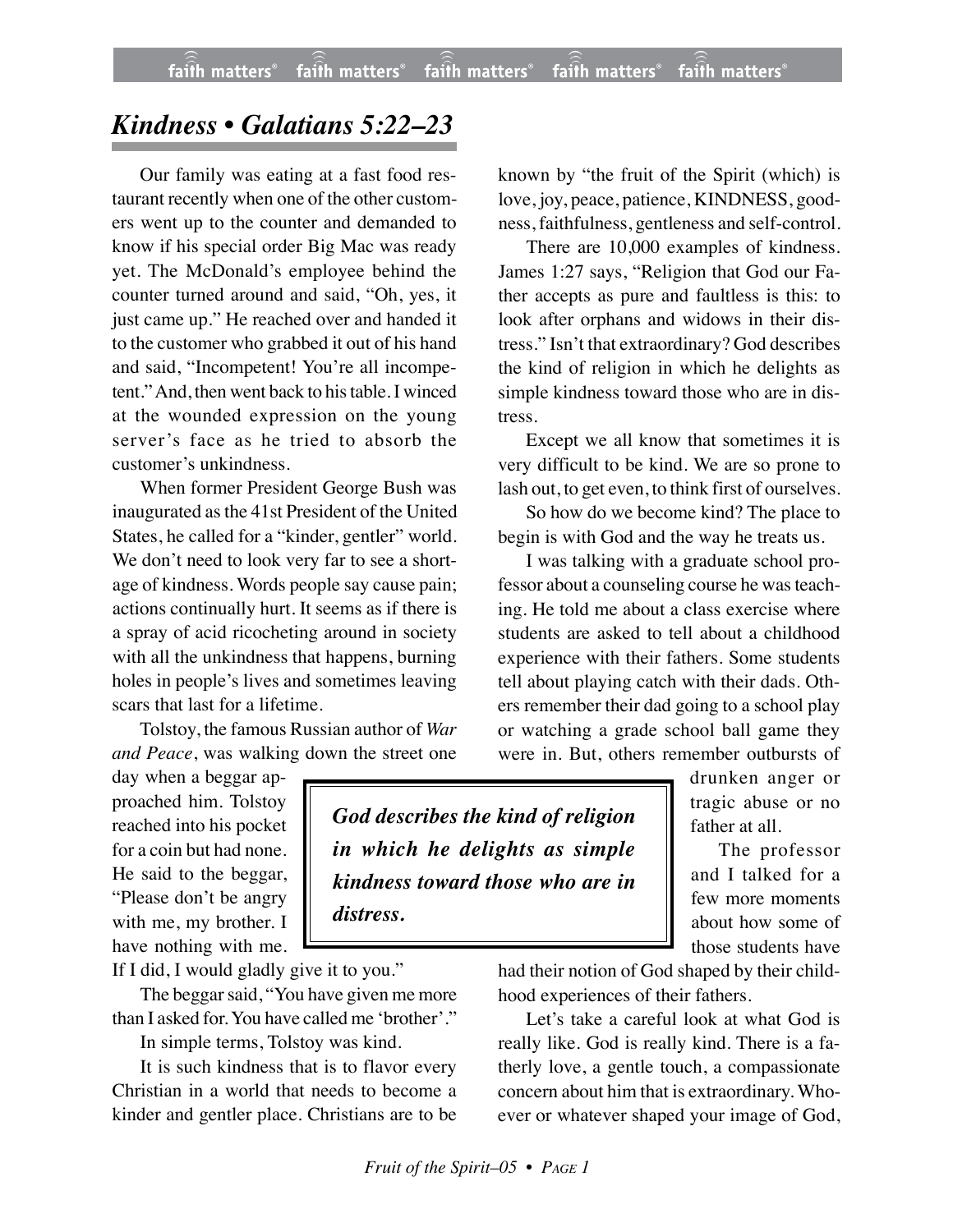# *Kindness • Galatians 5:22–23*

Our family was eating at a fast food restaurant recently when one of the other customers went up to the counter and demanded to know if his special order Big Mac was ready yet. The McDonald's employee behind the counter turned around and said, "Oh, yes, it just came up." He reached over and handed it to the customer who grabbed it out of his hand and said, "Incompetent! You're all incompetent." And, then went back to his table. I winced at the wounded expression on the young server's face as he tried to absorb the customer's unkindness.

When former President George Bush was inaugurated as the 41st President of the United States, he called for a "kinder, gentler" world. We don't need to look very far to see a shortage of kindness. Words people say cause pain; actions continually hurt. It seems as if there is a spray of acid ricocheting around in society with all the unkindness that happens, burning holes in people's lives and sometimes leaving scars that last for a lifetime.

Tolstoy, the famous Russian author of *War and Peace*, was walking down the street one day when a beggar approached him. Tolstoy reached into his pocket for a coin but had none. He said to the beggar, "Please don't be angry with me, my brother. I have nothing with me. If I did, I would gladly give it to you."

The beggar said, "You have given me more than I asked for. You have called me 'brother'."

In simple terms, Tolstoy was kind.

It is such kindness that is to flavor every Christian in a world that needs to become a kinder and gentler place. Christians are to be known by "the fruit of the Spirit (which) is love, joy, peace, patience, KINDNESS, goodness, faithfulness, gentleness and self-control.

There are 10,000 examples of kindness. James 1:27 says, "Religion that God our Father accepts as pure and faultless is this: to look after orphans and widows in their distress." Isn't that extraordinary? God describes the kind of religion in which he delights as simple kindness toward those who are in distress.

Except we all know that sometimes it is very difficult to be kind. We are so prone to lash out, to get even, to think first of ourselves.

So how do we become kind? The place to begin is with God and the way he treats us.

I was talking with a graduate school professor about a counseling course he was teaching. He told me about a class exercise where students are asked to tell about a childhood experience with their fathers. Some students tell about playing catch with their dads. Others remember their dad going to a school play or watching a grade school ball game they were in. But, others remember outbursts of drunken anger or tragic abuse or no father at all.

> ***God describes the kind of religion in which he delights as simple kindness toward those who are in distress.***

The professor and I talked for a few more moments about how some of those students have had their notion of God shaped by their childhood experiences of their fathers.

Let's take a careful look at what God is really like. God is really kind. There is a fatherly love, a gentle touch, a compassionate concern about him that is extraordinary. Whoever or whatever shaped your image of God,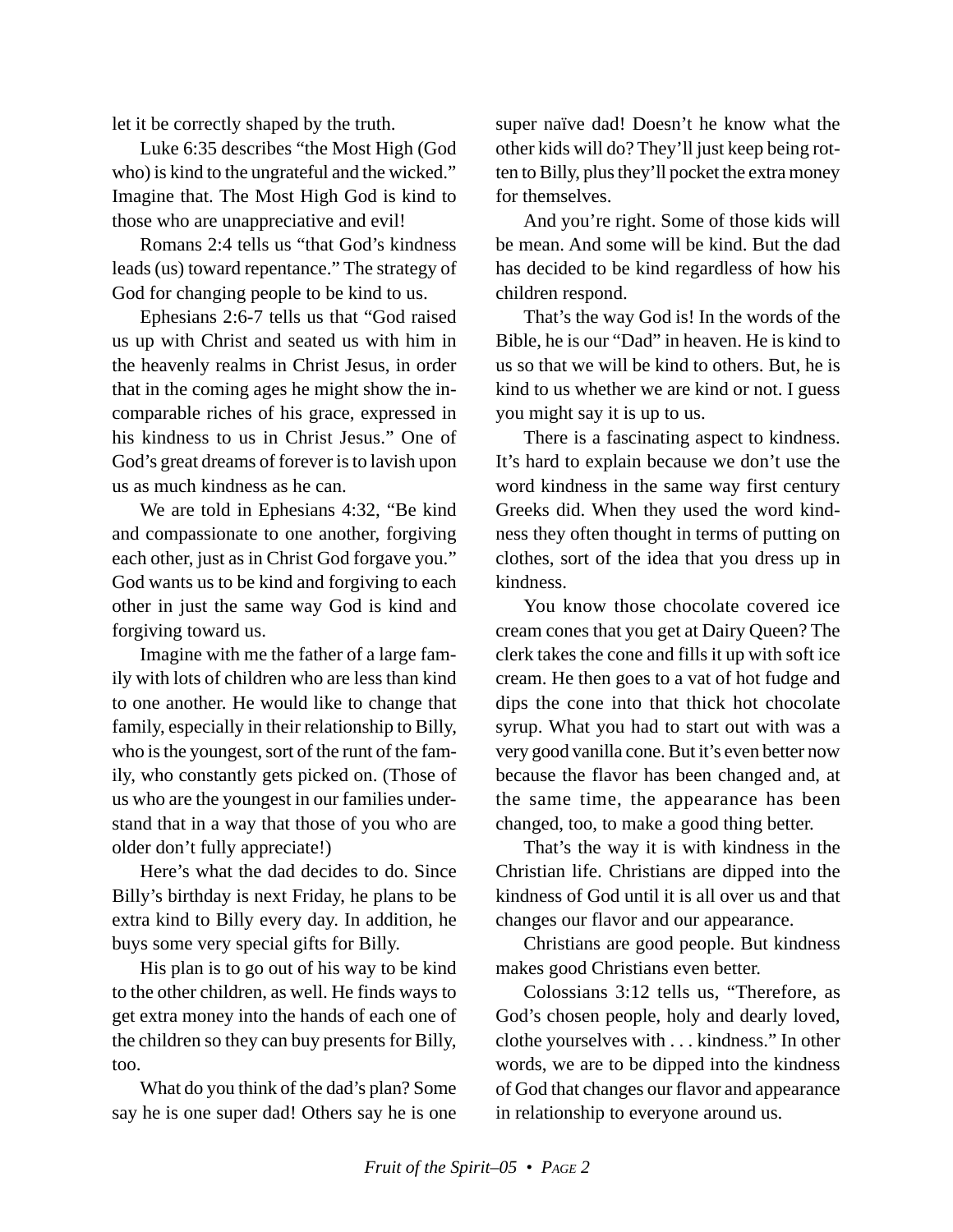let it be correctly shaped by the truth.

Luke 6:35 describes "the Most High (God who) is kind to the ungrateful and the wicked." Imagine that. The Most High God is kind to those who are unappreciative and evil!

Romans 2:4 tells us "that God's kindness leads (us) toward repentance." The strategy of God for changing people to be kind to us.

Ephesians 2:6-7 tells us that "God raised us up with Christ and seated us with him in the heavenly realms in Christ Jesus, in order that in the coming ages he might show the incomparable riches of his grace, expressed in his kindness to us in Christ Jesus." One of God's great dreams of forever is to lavish upon us as much kindness as he can.

We are told in Ephesians 4:32, "Be kind and compassionate to one another, forgiving each other, just as in Christ God forgave you." God wants us to be kind and forgiving to each other in just the same way God is kind and forgiving toward us.

Imagine with me the father of a large family with lots of children who are less than kind to one another. He would like to change that family, especially in their relationship to Billy, who is the youngest, sort of the runt of the family, who constantly gets picked on. (Those of us who are the youngest in our families understand that in a way that those of you who are older don't fully appreciate!)

Here's what the dad decides to do. Since Billy's birthday is next Friday, he plans to be extra kind to Billy every day. In addition, he buys some very special gifts for Billy.

His plan is to go out of his way to be kind to the other children, as well. He finds ways to get extra money into the hands of each one of the children so they can buy presents for Billy, too.

What do you think of the dad's plan? Some say he is one super dad! Others say he is one super naïve dad! Doesn't he know what the other kids will do? They'll just keep being rotten to Billy, plus they'll pocket the extra money for themselves.

And you're right. Some of those kids will be mean. And some will be kind. But the dad has decided to be kind regardless of how his children respond.

That's the way God is! In the words of the Bible, he is our "Dad" in heaven. He is kind to us so that we will be kind to others. But, he is kind to us whether we are kind or not. I guess you might say it is up to us.

There is a fascinating aspect to kindness. It's hard to explain because we don't use the word kindness in the same way first century Greeks did. When they used the word kindness they often thought in terms of putting on clothes, sort of the idea that you dress up in kindness.

You know those chocolate covered ice cream cones that you get at Dairy Queen? The clerk takes the cone and fills it up with soft ice cream. He then goes to a vat of hot fudge and dips the cone into that thick hot chocolate syrup. What you had to start out with was a very good vanilla cone. But it's even better now because the flavor has been changed and, at the same time, the appearance has been changed, too, to make a good thing better.

That's the way it is with kindness in the Christian life. Christians are dipped into the kindness of God until it is all over us and that changes our flavor and our appearance.

Christians are good people. But kindness makes good Christians even better.

Colossians 3:12 tells us, "Therefore, as God's chosen people, holy and dearly loved, clothe yourselves with . . . kindness." In other words, we are to be dipped into the kindness of God that changes our flavor and appearance in relationship to everyone around us.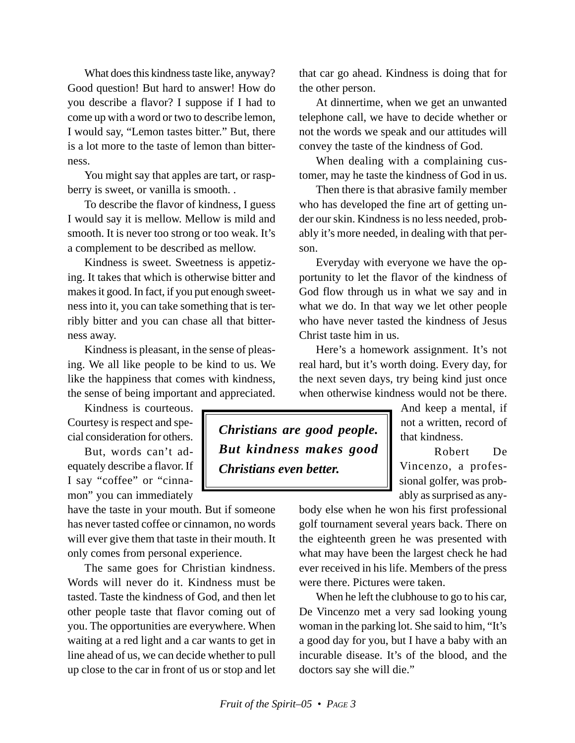What does this kindness taste like, anyway? Good question! But hard to answer! How do you describe a flavor? I suppose if I had to come up with a word or two to describe lemon, I would say, "Lemon tastes bitter." But, there is a lot more to the taste of lemon than bitterness.

You might say that apples are tart, or raspberry is sweet, or vanilla is smooth. .

To describe the flavor of kindness, I guess I would say it is mellow. Mellow is mild and smooth. It is never too strong or too weak. It's a complement to be described as mellow.

Kindness is sweet. Sweetness is appetizing. It takes that which is otherwise bitter and makes it good. In fact, if you put enough sweetness into it, you can take something that is terribly bitter and you can chase all that bitterness away.

Kindness is pleasant, in the sense of pleasing. We all like people to be kind to us. We like the happiness that comes with kindness, the sense of being important and appreciated.

Kindness is courteous. Courtesy is respect and special consideration for others.

But, words can't adequately describe a flavor. If I say "coffee" or "cinnamon" you can immediately have the taste in your mouth. But if someone has never tasted coffee or cinnamon, no words will ever give them that taste in their mouth. It only comes from personal experience.

The same goes for Christian kindness. Words will never do it. Kindness must be tasted. Taste the kindness of God, and then let other people taste that flavor coming out of you. The opportunities are everywhere. When waiting at a red light and a car wants to get in line ahead of us, we can decide whether to pull up close to the car in front of us or stop and let that car go ahead. Kindness is doing that for the other person.

At dinnertime, when we get an unwanted telephone call, we have to decide whether or not the words we speak and our attitudes will convey the taste of the kindness of God.

When dealing with a complaining customer, may he taste the kindness of God in us.

Then there is that abrasive family member who has developed the fine art of getting under our skin. Kindness is no less needed, probably it's more needed, in dealing with that person.

Everyday with everyone we have the opportunity to let the flavor of the kindness of God flow through us in what we say and in what we do. In that way we let other people who have never tasted the kindness of Jesus Christ taste him in us.

Here's a homework assignment. It's not real hard, but it's worth doing. Every day, for the next seven days, try being kind just once when otherwise kindness would not be there. And keep a mental, if not a written, record of that kindness.

> ***Christians are good people. But kindness makes good Christians even better.***

Robert De Vincenzo, a professional golfer, was probably as surprised as anybody else when he won his first professional golf tournament several years back. There on the eighteenth green he was presented with what may have been the largest check he had ever received in his life. Members of the press were there. Pictures were taken.

When he left the clubhouse to go to his car, De Vincenzo met a very sad looking young woman in the parking lot. She said to him, "It's a good day for you, but I have a baby with an incurable disease. It's of the blood, and the doctors say she will die."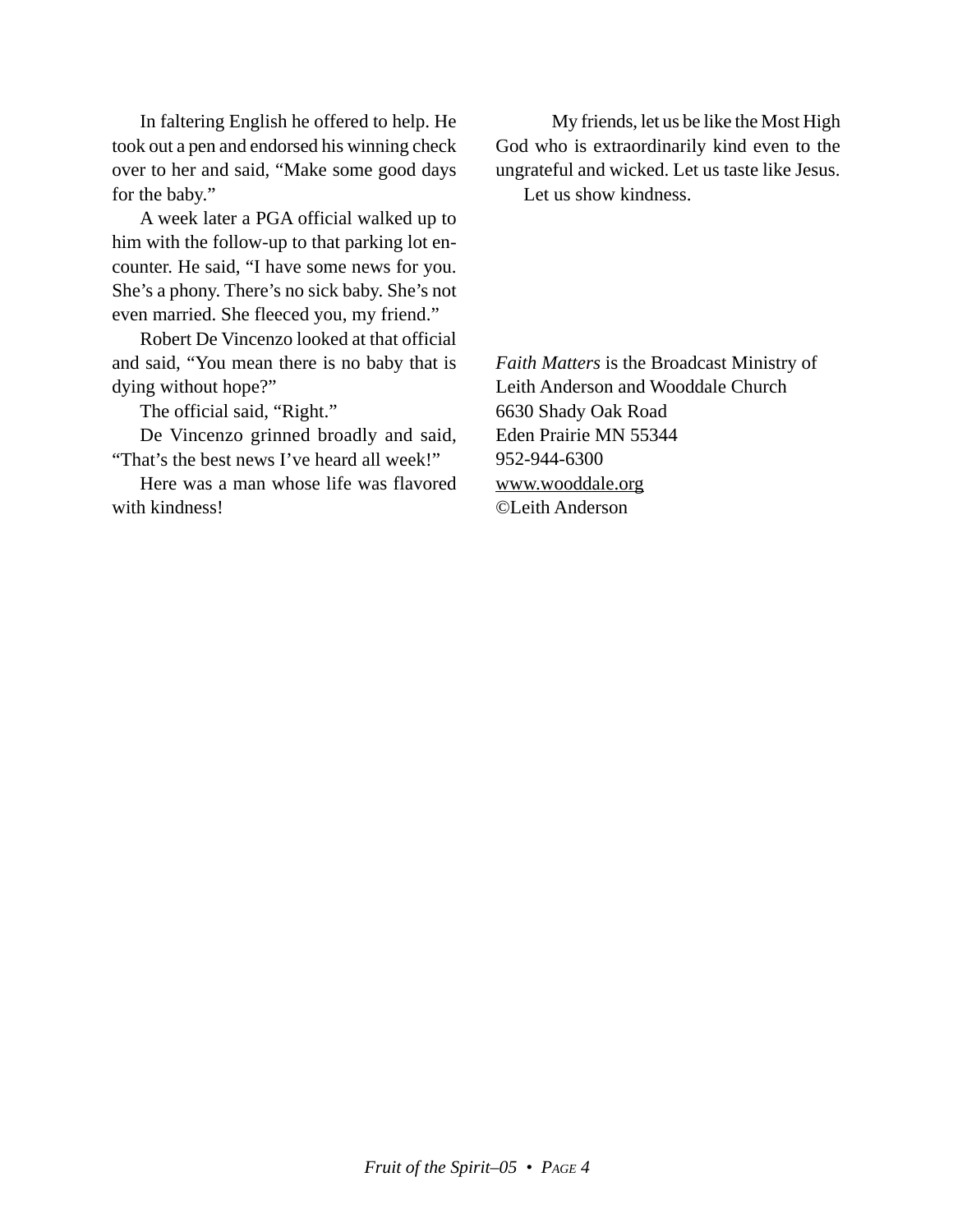In faltering English he offered to help. He took out a pen and endorsed his winning check over to her and said, "Make some good days for the baby."

A week later a PGA official walked up to him with the follow-up to that parking lot encounter. He said, "I have some news for you. She's a phony. There's no sick baby. She's not even married. She fleeced you, my friend."

Robert De Vincenzo looked at that official and said, "You mean there is no baby that is dying without hope?"

The official said, "Right."

De Vincenzo grinned broadly and said, "That's the best news I've heard all week!"

Here was a man whose life was flavored with kindness!

My friends, let us be like the Most High God who is extraordinarily kind even to the ungrateful and wicked. Let us taste like Jesus.

Let us show kindness.

*Faith Matters* is the Broadcast Ministry of Leith Anderson and Wooddale Church
6630 Shady Oak Road
Eden Prairie MN 55344
952-944-6300
www.wooddale.org
©Leith Anderson